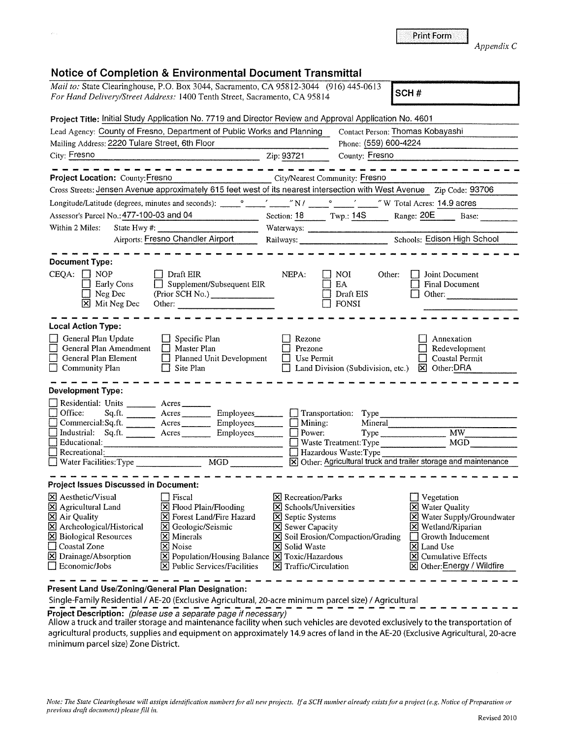Print Form

*Appendix C*

## Notice of Completion & Environmental Document Transmittal

*Mail to:* State Clearinghouse, P.O. Box 3044, Sacramento, CA 95812-3044 (916) 445-0613
*For Hand Delivery/Street Address:* 1400 Tenth Street, Sacramento, CA 95814

**SCH #**

**Project Title:** Initial Study Application No. 7719 and Director Review and Approval Application No. 4601

Lead Agency: County of Fresno, Department of Public Works and Planning
Contact Person: Thomas Kobayashi
Mailing Address: 2220 Tulare Street, 6th Floor
Phone: (559) 600-4224
City: Fresno
Zip: 93721
County: Fresno

---

**Project Location:** County: Fresno
City/Nearest Community: Fresno
Cross Streets: Jensen Avenue approximately 615 feet west of its nearest intersection with West Avenue
Zip Code: 93706
Longitude/Latitude (degrees, minutes and seconds): \_\_\_° \_\_\_′ \_\_\_″ N / \_\_\_° \_\_\_′ \_\_\_″ W
Total Acres: 14.9 acres
Assessor's Parcel No.: 477-100-03 and 04
Section: 18
Twp.: 14S
Range: 20E
Base:
Within 2 Miles: State Hwy #:
Waterways:
Airports: Fresno Chandler Airport
Railways:
Schools: Edison High School

---

**Document Type:**

CEQA:
- [ ] NOP
- [ ] Early Cons
- [ ] Neg Dec
- [x] Mit Neg Dec
- [ ] Draft EIR
- [ ] Supplement/Subsequent EIR (Prior SCH No.) \_\_\_\_\_\_\_\_
- Other: \_\_\_\_\_\_\_\_

NEPA:
- [ ] NOI
- [ ] EA
- [ ] Draft EIS
- [ ] FONSI

Other:
- [ ] Joint Document
- [ ] Final Document
- [ ] Other: \_\_\_\_\_\_\_\_

---

**Local Action Type:**

- [ ] General Plan Update
- [ ] General Plan Amendment
- [ ] General Plan Element
- [ ] Community Plan
- [ ] Specific Plan
- [ ] Master Plan
- [ ] Planned Unit Development
- [ ] Site Plan
- [ ] Rezone
- [ ] Prezone
- [ ] Use Permit
- [ ] Land Division (Subdivision, etc.)
- [ ] Annexation
- [ ] Redevelopment
- [ ] Coastal Permit
- [x] Other: DRA

---

**Development Type:**

- [ ] Residential: Units \_\_\_ Acres \_\_\_
- [ ] Office: Sq.ft. \_\_\_ Acres \_\_\_ Employees \_\_\_
- [ ] Commercial: Sq.ft. \_\_\_ Acres \_\_\_ Employees \_\_\_
- [ ] Industrial: Sq.ft. \_\_\_ Acres \_\_\_ Employees \_\_\_
- [ ] Educational: \_\_\_
- [ ] Recreational: \_\_\_
- [ ] Water Facilities: Type \_\_\_ MGD \_\_\_
- [ ] Transportation: Type \_\_\_
- [ ] Mining: Mineral \_\_\_
- [ ] Power: Type \_\_\_ MW \_\_\_
- [ ] Waste Treatment: Type \_\_\_ MGD \_\_\_
- [ ] Hazardous Waste: Type \_\_\_
- [x] Other: Agricultural truck and trailer storage and maintenance

---

**Project Issues Discussed in Document:**

- [x] Aesthetic/Visual
- [x] Agricultural Land
- [x] Air Quality
- [x] Archeological/Historical
- [x] Biological Resources
- [ ] Coastal Zone
- [x] Drainage/Absorption
- [ ] Economic/Jobs
- [ ] Fiscal
- [x] Flood Plain/Flooding
- [x] Forest Land/Fire Hazard
- [x] Geologic/Seismic
- [x] Minerals
- [x] Noise
- [x] Population/Housing Balance
- [x] Public Services/Facilities
- [x] Recreation/Parks
- [x] Schools/Universities
- [x] Septic Systems
- [x] Sewer Capacity
- [x] Soil Erosion/Compaction/Grading
- [x] Solid Waste
- [x] Toxic/Hazardous
- [x] Traffic/Circulation
- [ ] Vegetation
- [x] Water Quality
- [x] Water Supply/Groundwater
- [x] Wetland/Riparian
- [ ] Growth Inducement
- [x] Land Use
- [x] Cumulative Effects
- [x] Other: Energy / Wildfire

---

**Present Land Use/Zoning/General Plan Designation:**

Single-Family Residential / AE-20 (Exclusive Agricultural, 20-acre minimum parcel size) / Agricultural

**Project Description:** *(please use a separate page if necessary)*

Allow a truck and trailer storage and maintenance facility when such vehicles are devoted exclusively to the transportation of agricultural products, supplies and equipment on approximately 14.9 acres of land in the AE-20 (Exclusive Agricultural, 20-acre minimum parcel size) Zone District.

*Note: The State Clearinghouse will assign identification numbers for all new projects. If a SCH number already exists for a project (e.g. Notice of Preparation or previous draft document) please fill in.*

Revised 2010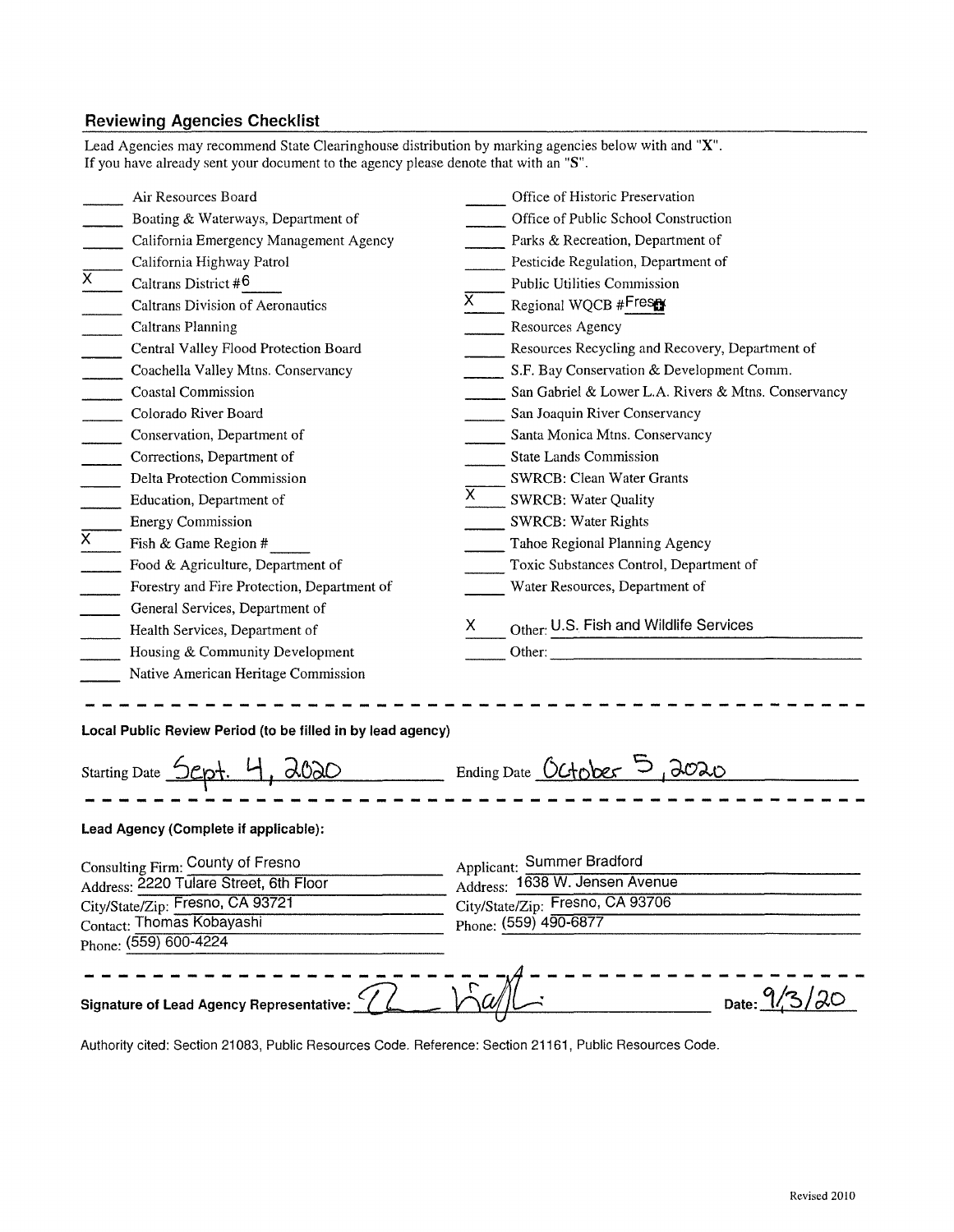## Reviewing Agencies Checklist

Lead Agencies may recommend State Clearinghouse distribution by marking agencies below with and "X".
If you have already sent your document to the agency please denote that with an "S".

| | | | |
|---|---|---|---|
| | Air Resources Board | | Office of Historic Preservation |
| | Boating & Waterways, Department of | | Office of Public School Construction |
| | California Emergency Management Agency | | Parks & Recreation, Department of |
| | California Highway Patrol | | Pesticide Regulation, Department of |
| X | Caltrans District #6 | | Public Utilities Commission |
| | Caltrans Division of Aeronautics | X | Regional WQCB #Fresno |
| | Caltrans Planning | | Resources Agency |
| | Central Valley Flood Protection Board | | Resources Recycling and Recovery, Department of |
| | Coachella Valley Mtns. Conservancy | | S.F. Bay Conservation & Development Comm. |
| | Coastal Commission | | San Gabriel & Lower L.A. Rivers & Mtns. Conservancy |
| | Colorado River Board | | San Joaquin River Conservancy |
| | Conservation, Department of | | Santa Monica Mtns. Conservancy |
| | Corrections, Department of | | State Lands Commission |
| | Delta Protection Commission | | SWRCB: Clean Water Grants |
| | Education, Department of | X | SWRCB: Water Quality |
| | Energy Commission | | SWRCB: Water Rights |
| X | Fish & Game Region # | | Tahoe Regional Planning Agency |
| | Food & Agriculture, Department of | | Toxic Substances Control, Department of |
| | Forestry and Fire Protection, Department of | | Water Resources, Department of |
| | General Services, Department of | | |
| | Health Services, Department of | X | Other: U.S. Fish and Wildlife Services |
| | Housing & Community Development | | Other: |
| | Native American Heritage Commission | | |

---

**Local Public Review Period (to be filled in by lead agency)**

Starting Date Sept. 4, 2020 Ending Date October 5, 2020

---

**Lead Agency (Complete if applicable):**

Consulting Firm: County of Fresno
Address: 2220 Tulare Street, 6th Floor
City/State/Zip: Fresno, CA 93721
Contact: Thomas Kobayashi
Phone: (559) 600-4224

Applicant: Summer Bradford
Address: 1638 W. Jensen Avenue
City/State/Zip: Fresno, CA 93706
Phone: (559) 490-6877

---

**Signature of Lead Agency Representative:** [signature] Date: 9/3/20

Authority cited: Section 21083, Public Resources Code. Reference: Section 21161, Public Resources Code.

Revised 2010